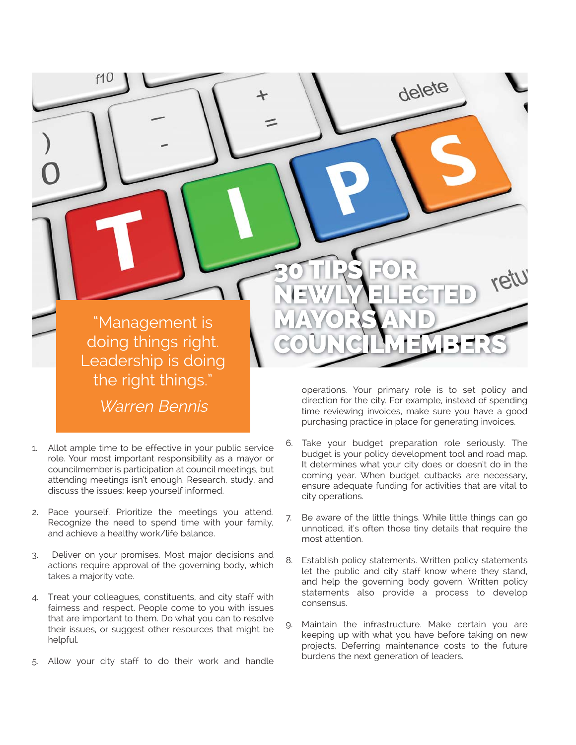# 30 TIPS FOR NEWLY ELECTED MAYORS AND COUNCILMEMBERS

> "Management is doing things right. Leadership is doing the right things."
>
> *Warren Bennis*

1. Allot ample time to be effective in your public service role. Your most important responsibility as a mayor or councilmember is participation at council meetings, but attending meetings isn't enough. Research, study, and discuss the issues; keep yourself informed.

2. Pace yourself. Prioritize the meetings you attend. Recognize the need to spend time with your family, and achieve a healthy work/life balance.

3. Deliver on your promises. Most major decisions and actions require approval of the governing body, which takes a majority vote.

4. Treat your colleagues, constituents, and city staff with fairness and respect. People come to you with issues that are important to them. Do what you can to resolve their issues, or suggest other resources that might be helpful.

5. Allow your city staff to do their work and handle operations. Your primary role is to set policy and direction for the city. For example, instead of spending time reviewing invoices, make sure you have a good purchasing practice in place for generating invoices.

6. Take your budget preparation role seriously. The budget is your policy development tool and road map. It determines what your city does or doesn't do in the coming year. When budget cutbacks are necessary, ensure adequate funding for activities that are vital to city operations.

7. Be aware of the little things. While little things can go unnoticed, it's often those tiny details that require the most attention.

8. Establish policy statements. Written policy statements let the public and city staff know where they stand, and help the governing body govern. Written policy statements also provide a process to develop consensus.

9. Maintain the infrastructure. Make certain you are keeping up with what you have before taking on new projects. Deferring maintenance costs to the future burdens the next generation of leaders.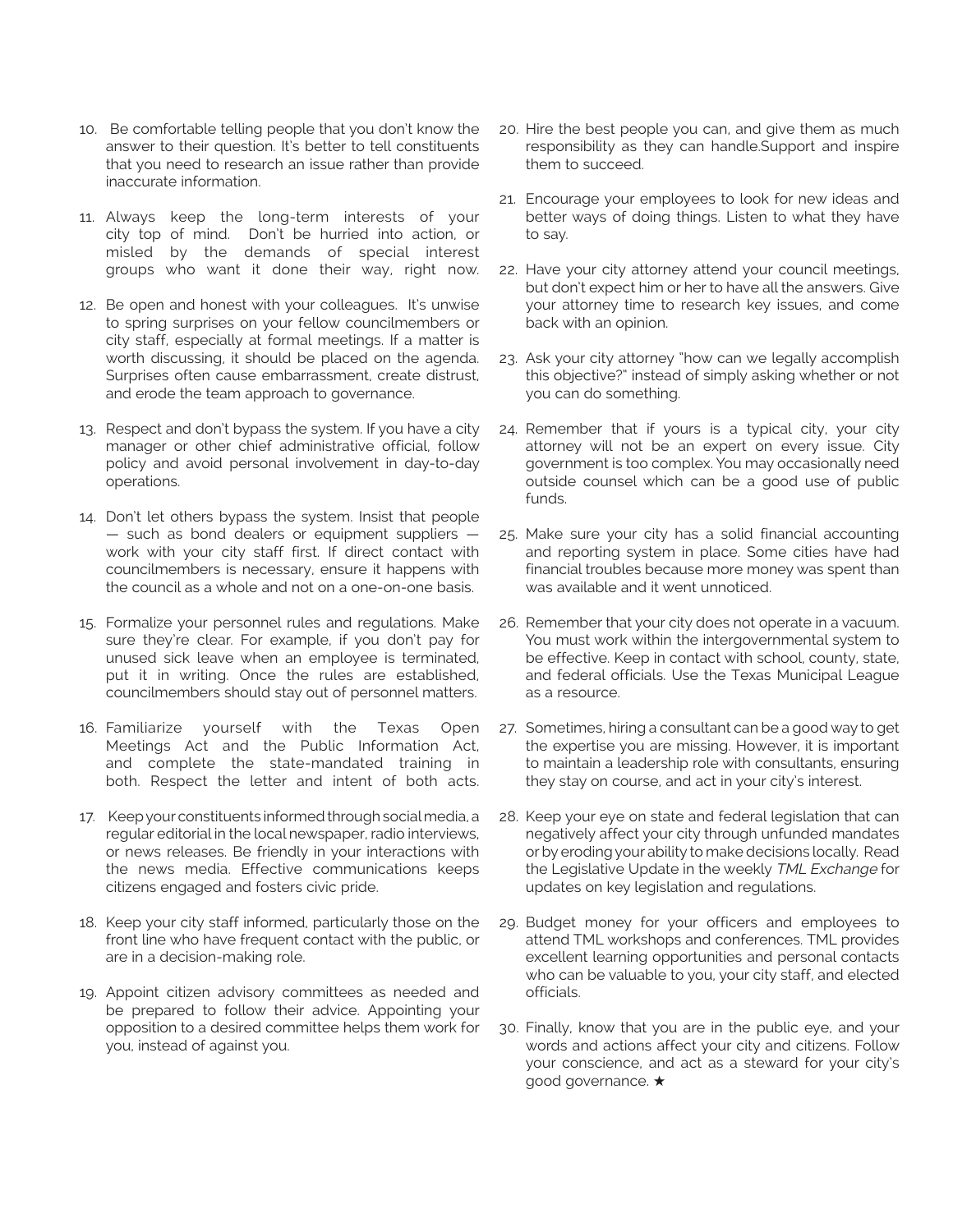10. Be comfortable telling people that you don't know the answer to their question. It's better to tell constituents that you need to research an issue rather than provide inaccurate information.

11. Always keep the long-term interests of your city top of mind. Don't be hurried into action, or misled by the demands of special interest groups who want it done their way, right now.

12. Be open and honest with your colleagues. It's unwise to spring surprises on your fellow councilmembers or city staff, especially at formal meetings. If a matter is worth discussing, it should be placed on the agenda. Surprises often cause embarrassment, create distrust, and erode the team approach to governance.

13. Respect and don't bypass the system. If you have a city manager or other chief administrative official, follow policy and avoid personal involvement in day-to-day operations.

14. Don't let others bypass the system. Insist that people — such as bond dealers or equipment suppliers — work with your city staff first. If direct contact with councilmembers is necessary, ensure it happens with the council as a whole and not on a one-on-one basis.

15. Formalize your personnel rules and regulations. Make sure they're clear. For example, if you don't pay for unused sick leave when an employee is terminated, put it in writing. Once the rules are established, councilmembers should stay out of personnel matters.

16. Familiarize yourself with the Texas Open Meetings Act and the Public Information Act, and complete the state-mandated training in both. Respect the letter and intent of both acts.

17. Keep your constituents informed through social media, a regular editorial in the local newspaper, radio interviews, or news releases. Be friendly in your interactions with the news media. Effective communications keeps citizens engaged and fosters civic pride.

18. Keep your city staff informed, particularly those on the front line who have frequent contact with the public, or are in a decision-making role.

19. Appoint citizen advisory committees as needed and be prepared to follow their advice. Appointing your opposition to a desired committee helps them work for you, instead of against you.

20. Hire the best people you can, and give them as much responsibility as they can handle.Support and inspire them to succeed.

21. Encourage your employees to look for new ideas and better ways of doing things. Listen to what they have to say.

22. Have your city attorney attend your council meetings, but don't expect him or her to have all the answers. Give your attorney time to research key issues, and come back with an opinion.

23. Ask your city attorney "how can we legally accomplish this objective?" instead of simply asking whether or not you can do something.

24. Remember that if yours is a typical city, your city attorney will not be an expert on every issue. City government is too complex. You may occasionally need outside counsel which can be a good use of public funds.

25. Make sure your city has a solid financial accounting and reporting system in place. Some cities have had financial troubles because more money was spent than was available and it went unnoticed.

26. Remember that your city does not operate in a vacuum. You must work within the intergovernmental system to be effective. Keep in contact with school, county, state, and federal officials. Use the Texas Municipal League as a resource.

27. Sometimes, hiring a consultant can be a good way to get the expertise you are missing. However, it is important to maintain a leadership role with consultants, ensuring they stay on course, and act in your city's interest.

28. Keep your eye on state and federal legislation that can negatively affect your city through unfunded mandates or by eroding your ability to make decisions locally. Read the Legislative Update in the weekly *TML Exchange* for updates on key legislation and regulations.

29. Budget money for your officers and employees to attend TML workshops and conferences. TML provides excellent learning opportunities and personal contacts who can be valuable to you, your city staff, and elected officials.

30. Finally, know that you are in the public eye, and your words and actions affect your city and citizens. Follow your conscience, and act as a steward for your city's good governance. ★